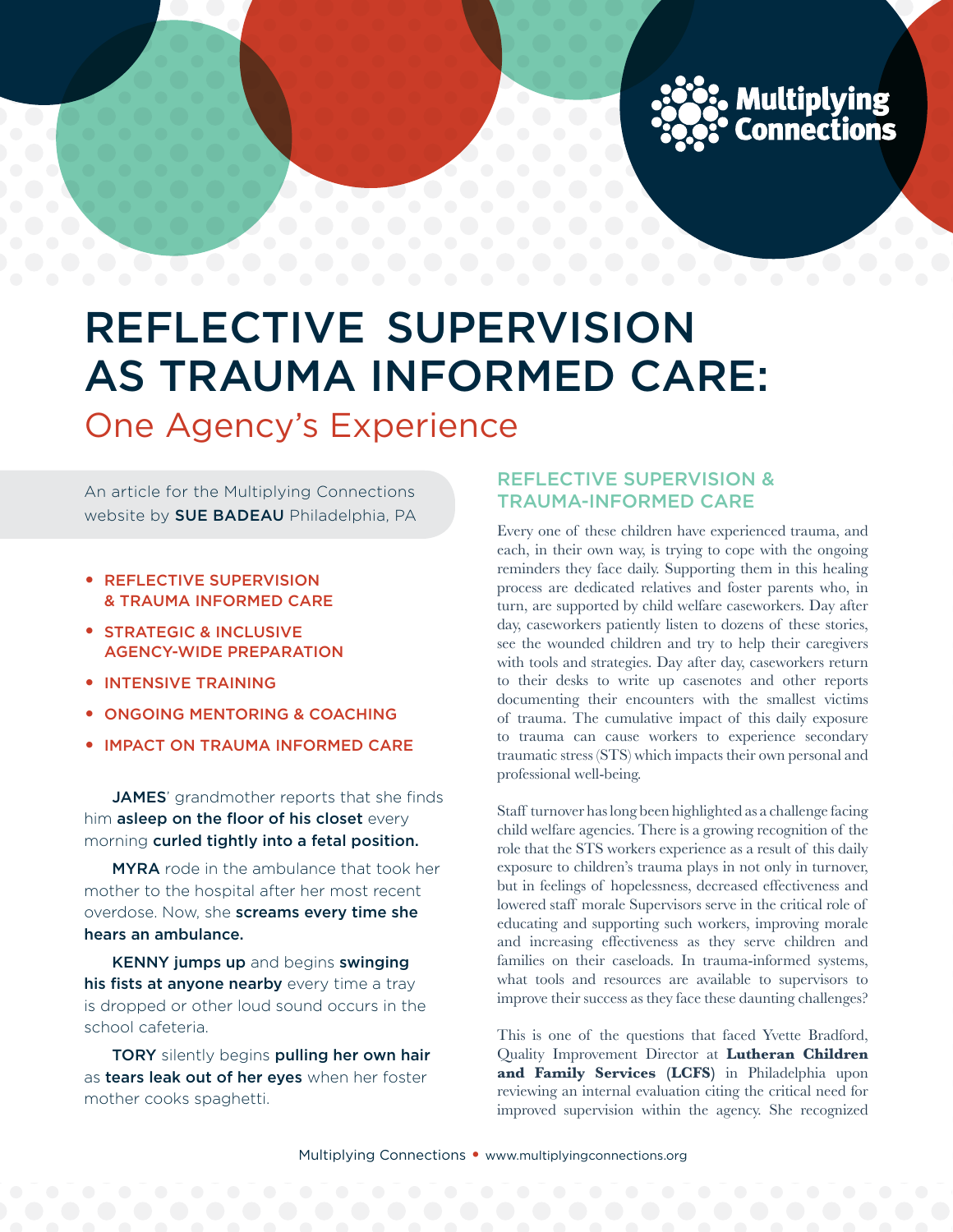Multiplying Connections

# REFLECTIVE SUPERVISION AS TRAUMA INFORMED CARE:

## One Agency's Experience

An article for the Multiplying Connections website by **SUE BADEAU** Philadelphia, PA

- REFLECTIVE SUPERVISION & TRAUMA INFORMED CARE
- STRATEGIC & INCLUSIVE AGENCY-WIDE PREPARATION
- INTENSIVE TRAINING
- ONGOING MENTORING & COACHING
- IMPACT ON TRAUMA INFORMED CARE

**JAMES**' grandmother reports that she finds him **asleep on the floor of his closet** every morning **curled tightly into a fetal position.**

**MYRA** rode in the ambulance that took her mother to the hospital after her most recent overdose. Now, she **screams every time she hears an ambulance.**

**KENNY jumps up** and begins **swinging his fists at anyone nearby** every time a tray is dropped or other loud sound occurs in the school cafeteria.

**TORY** silently begins **pulling her own hair** as **tears leak out of her eyes** when her foster mother cooks spaghetti.

### REFLECTIVE SUPERVISION & TRAUMA-INFORMED CARE

Every one of these children have experienced trauma, and each, in their own way, is trying to cope with the ongoing reminders they face daily. Supporting them in this healing process are dedicated relatives and foster parents who, in turn, are supported by child welfare caseworkers. Day after day, caseworkers patiently listen to dozens of these stories, see the wounded children and try to help their caregivers with tools and strategies. Day after day, caseworkers return to their desks to write up casenotes and other reports documenting their encounters with the smallest victims of trauma. The cumulative impact of this daily exposure to trauma can cause workers to experience secondary traumatic stress (STS) which impacts their own personal and professional well-being.

Staff turnover has long been highlighted as a challenge facing child welfare agencies. There is a growing recognition of the role that the STS workers experience as a result of this daily exposure to children's trauma plays in not only in turnover, but in feelings of hopelessness, decreased effectiveness and lowered staff morale Supervisors serve in the critical role of educating and supporting such workers, improving morale and increasing effectiveness as they serve children and families on their caseloads. In trauma-informed systems, what tools and resources are available to supervisors to improve their success as they face these daunting challenges?

This is one of the questions that faced Yvette Bradford, Quality Improvement Director at **Lutheran Children and Family Services (LCFS)** in Philadelphia upon reviewing an internal evaluation citing the critical need for improved supervision within the agency. She recognized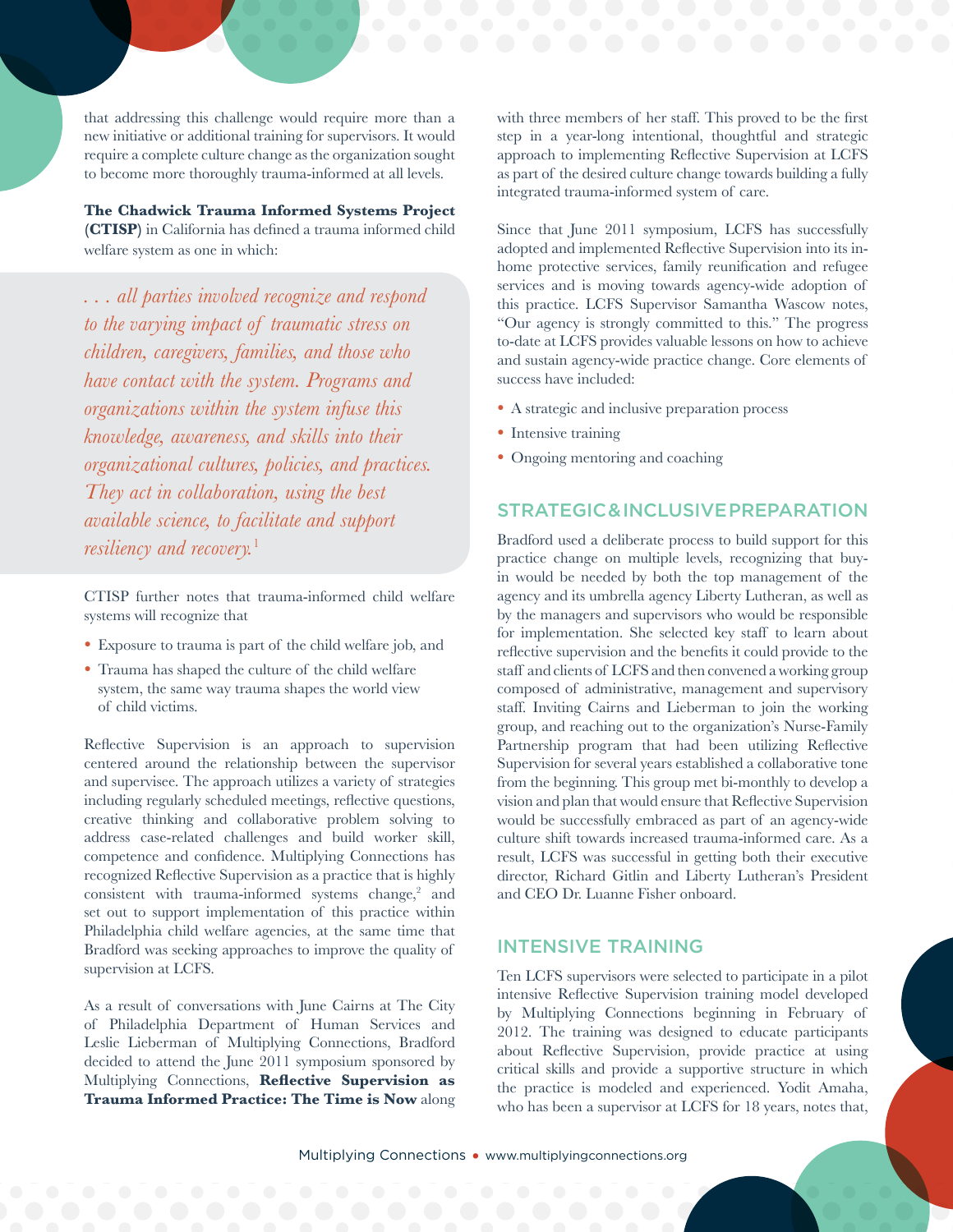that addressing this challenge would require more than a new initiative or additional training for supervisors. It would require a complete culture change as the organization sought to become more thoroughly trauma-informed at all levels.

**The Chadwick Trauma Informed Systems Project (CTISP)** in California has defined a trauma informed child welfare system as one in which:

> *. . . all parties involved recognize and respond to the varying impact of traumatic stress on children, caregivers, families, and those who have contact with the system. Programs and organizations within the system infuse this knowledge, awareness, and skills into their organizational cultures, policies, and practices. They act in collaboration, using the best available science, to facilitate and support resiliency and recovery.*[1]

CTISP further notes that trauma-informed child welfare systems will recognize that

- Exposure to trauma is part of the child welfare job, and
- Trauma has shaped the culture of the child welfare system, the same way trauma shapes the world view of child victims.

Reflective Supervision is an approach to supervision centered around the relationship between the supervisor and supervisee. The approach utilizes a variety of strategies including regularly scheduled meetings, reflective questions, creative thinking and collaborative problem solving to address case-related challenges and build worker skill, competence and confidence. Multiplying Connections has recognized Reflective Supervision as a practice that is highly consistent with trauma-informed systems change,[2] and set out to support implementation of this practice within Philadelphia child welfare agencies, at the same time that Bradford was seeking approaches to improve the quality of supervision at LCFS.

As a result of conversations with June Cairns at The City of Philadelphia Department of Human Services and Leslie Lieberman of Multiplying Connections, Bradford decided to attend the June 2011 symposium sponsored by Multiplying Connections, **Reflective Supervision as Trauma Informed Practice: The Time is Now** along with three members of her staff. This proved to be the first step in a year-long intentional, thoughtful and strategic approach to implementing Reflective Supervision at LCFS as part of the desired culture change towards building a fully integrated trauma-informed system of care.

Since that June 2011 symposium, LCFS has successfully adopted and implemented Reflective Supervision into its in-home protective services, family reunification and refugee services and is moving towards agency-wide adoption of this practice. LCFS Supervisor Samantha Wascow notes, "Our agency is strongly committed to this." The progress to-date at LCFS provides valuable lessons on how to achieve and sustain agency-wide practice change. Core elements of success have included:

- A strategic and inclusive preparation process
- Intensive training
- Ongoing mentoring and coaching

## STRATEGIC & INCLUSIVE PREPARATION

Bradford used a deliberate process to build support for this practice change on multiple levels, recognizing that buy-in would be needed by both the top management of the agency and its umbrella agency Liberty Lutheran, as well as by the managers and supervisors who would be responsible for implementation. She selected key staff to learn about reflective supervision and the benefits it could provide to the staff and clients of LCFS and then convened a working group composed of administrative, management and supervisory staff. Inviting Cairns and Lieberman to join the working group, and reaching out to the organization's Nurse-Family Partnership program that had been utilizing Reflective Supervision for several years established a collaborative tone from the beginning. This group met bi-monthly to develop a vision and plan that would ensure that Reflective Supervision would be successfully embraced as part of an agency-wide culture shift towards increased trauma-informed care. As a result, LCFS was successful in getting both their executive director, Richard Gitlin and Liberty Lutheran's President and CEO Dr. Luanne Fisher onboard.

## INTENSIVE TRAINING

Ten LCFS supervisors were selected to participate in a pilot intensive Reflective Supervision training model developed by Multiplying Connections beginning in February of 2012. The training was designed to educate participants about Reflective Supervision, provide practice at using critical skills and provide a supportive structure in which the practice is modeled and experienced. Yodit Amaha, who has been a supervisor at LCFS for 18 years, notes that,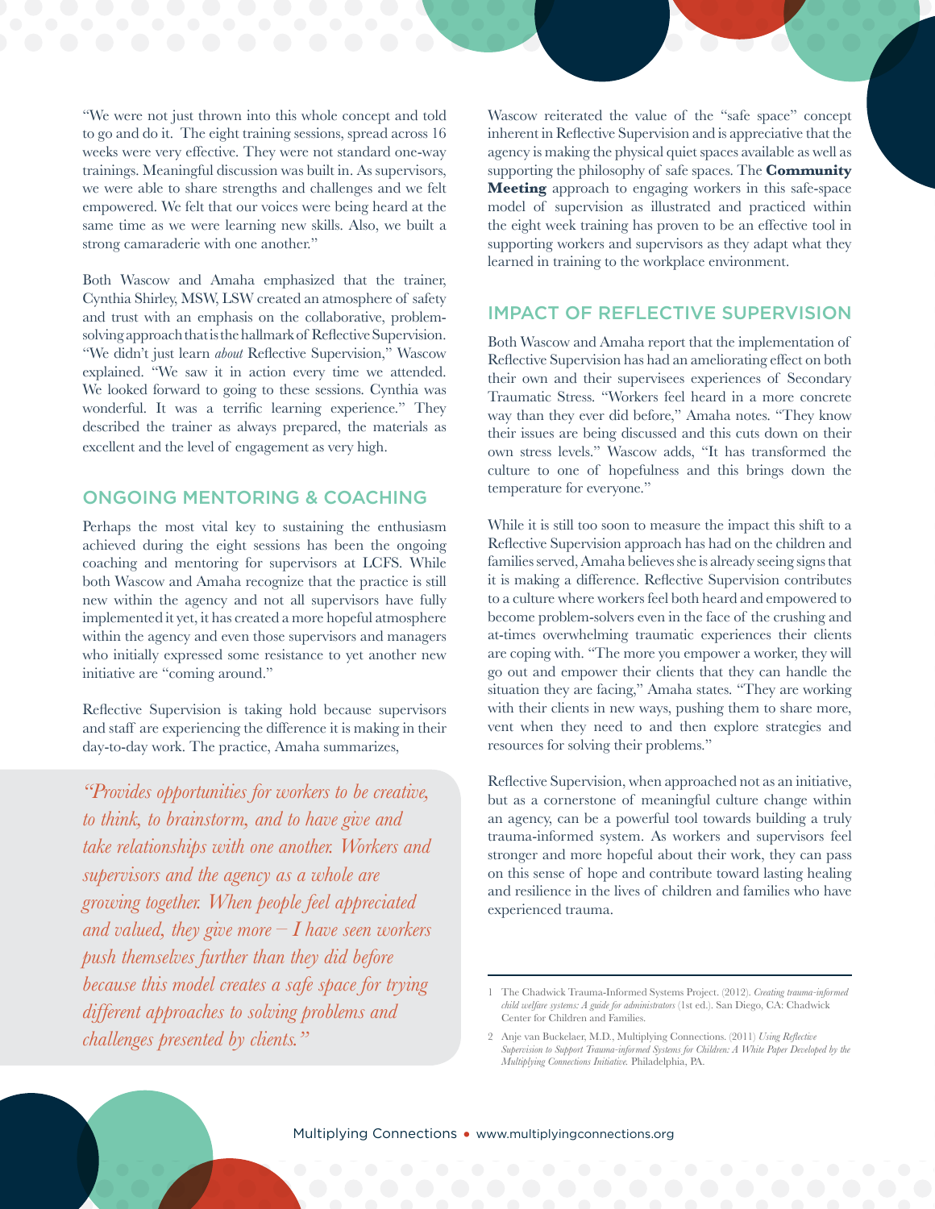"We were not just thrown into this whole concept and told to go and do it. The eight training sessions, spread across 16 weeks were very effective. They were not standard one-way trainings. Meaningful discussion was built in. As supervisors, we were able to share strengths and challenges and we felt empowered. We felt that our voices were being heard at the same time as we were learning new skills. Also, we built a strong camaraderie with one another."

Both Wascow and Amaha emphasized that the trainer, Cynthia Shirley, MSW, LSW created an atmosphere of safety and trust with an emphasis on the collaborative, problem-solving approach that is the hallmark of Reflective Supervision. "We didn't just learn *about* Reflective Supervision," Wascow explained. "We saw it in action every time we attended. We looked forward to going to these sessions. Cynthia was wonderful. It was a terrific learning experience." They described the trainer as always prepared, the materials as excellent and the level of engagement as very high.

## ONGOING MENTORING & COACHING

Perhaps the most vital key to sustaining the enthusiasm achieved during the eight sessions has been the ongoing coaching and mentoring for supervisors at LCFS. While both Wascow and Amaha recognize that the practice is still new within the agency and not all supervisors have fully implemented it yet, it has created a more hopeful atmosphere within the agency and even those supervisors and managers who initially expressed some resistance to yet another new initiative are "coming around."

Reflective Supervision is taking hold because supervisors and staff are experiencing the difference it is making in their day-to-day work. The practice, Amaha summarizes,

*"Provides opportunities for workers to be creative, to think, to brainstorm, and to have give and take relationships with one another. Workers and supervisors and the agency as a whole are growing together. When people feel appreciated and valued, they give more – I have seen workers push themselves further than they did before because this model creates a safe space for trying different approaches to solving problems and challenges presented by clients."*

Wascow reiterated the value of the "safe space" concept inherent in Reflective Supervision and is appreciative that the agency is making the physical quiet spaces available as well as supporting the philosophy of safe spaces. The **Community Meeting** approach to engaging workers in this safe-space model of supervision as illustrated and practiced within the eight week training has proven to be an effective tool in supporting workers and supervisors as they adapt what they learned in training to the workplace environment.

## IMPACT OF REFLECTIVE SUPERVISION

Both Wascow and Amaha report that the implementation of Reflective Supervision has had an ameliorating effect on both their own and their supervisees experiences of Secondary Traumatic Stress. "Workers feel heard in a more concrete way than they ever did before," Amaha notes. "They know their issues are being discussed and this cuts down on their own stress levels." Wascow adds, "It has transformed the culture to one of hopefulness and this brings down the temperature for everyone."

While it is still too soon to measure the impact this shift to a Reflective Supervision approach has had on the children and families served, Amaha believes she is already seeing signs that it is making a difference. Reflective Supervision contributes to a culture where workers feel both heard and empowered to become problem-solvers even in the face of the crushing and at-times overwhelming traumatic experiences their clients are coping with. "The more you empower a worker, they will go out and empower their clients that they can handle the situation they are facing," Amaha states. "They are working with their clients in new ways, pushing them to share more, vent when they need to and then explore strategies and resources for solving their problems."

Reflective Supervision, when approached not as an initiative, but as a cornerstone of meaningful culture change within an agency, can be a powerful tool towards building a truly trauma-informed system. As workers and supervisors feel stronger and more hopeful about their work, they can pass on this sense of hope and contribute toward lasting healing and resilience in the lives of children and families who have experienced trauma.

---

1 The Chadwick Trauma-Informed Systems Project. (2012). *Creating trauma-informed child welfare systems: A guide for administrators* (1st ed.). San Diego, CA: Chadwick Center for Children and Families.

2 Anje van Buckelaer, M.D., Multiplying Connections. (2011) *Using Reflective Supervision to Support Trauma-informed Systems for Children: A White Paper Developed by the Multiplying Connections Initiative.* Philadelphia, PA.

Multiplying Connections • www.multiplyingconnections.org